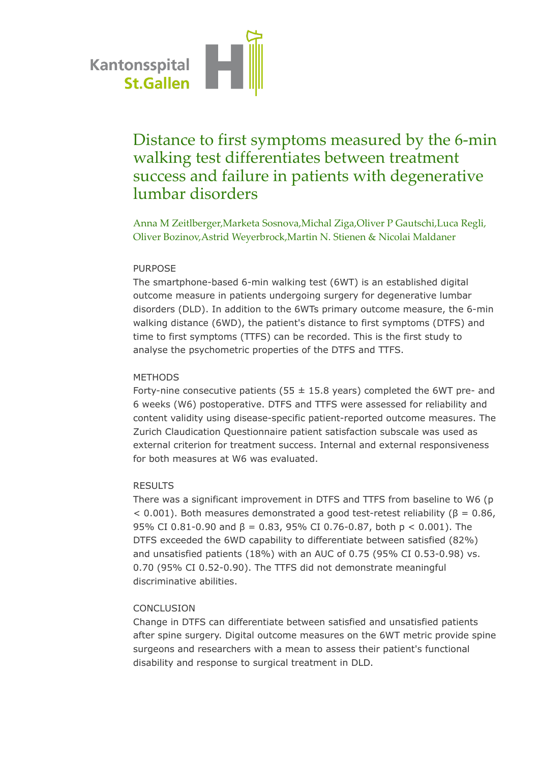Kantonsspital
St.Gallen

# Distance to first symptoms measured by the 6-min walking test differentiates between treatment success and failure in patients with degenerative lumbar disorders

Anna M Zeitlberger,Marketa Sosnova,Michal Ziga,Oliver P Gautschi,Luca Regli, Oliver Bozinov,Astrid Weyerbrock,Martin N. Stienen & Nicolai Maldaner

## PURPOSE

The smartphone-based 6-min walking test (6WT) is an established digital outcome measure in patients undergoing surgery for degenerative lumbar disorders (DLD). In addition to the 6WTs primary outcome measure, the 6-min walking distance (6WD), the patient's distance to first symptoms (DTFS) and time to first symptoms (TTFS) can be recorded. This is the first study to analyse the psychometric properties of the DTFS and TTFS.

## METHODS

Forty-nine consecutive patients (55 ± 15.8 years) completed the 6WT pre- and 6 weeks (W6) postoperative. DTFS and TTFS were assessed for reliability and content validity using disease-specific patient-reported outcome measures. The Zurich Claudication Questionnaire patient satisfaction subscale was used as external criterion for treatment success. Internal and external responsiveness for both measures at W6 was evaluated.

## RESULTS

There was a significant improvement in DTFS and TTFS from baseline to W6 ($p < 0.001$). Both measures demonstrated a good test-retest reliability ($\beta = 0.86$, 95% CI 0.81-0.90 and $\beta = 0.83$, 95% CI 0.76-0.87, both $p < 0.001$). The DTFS exceeded the 6WD capability to differentiate between satisfied (82%) and unsatisfied patients (18%) with an AUC of 0.75 (95% CI 0.53-0.98) vs. 0.70 (95% CI 0.52-0.90). The TTFS did not demonstrate meaningful discriminative abilities.

## CONCLUSION

Change in DTFS can differentiate between satisfied and unsatisfied patients after spine surgery. Digital outcome measures on the 6WT metric provide spine surgeons and researchers with a mean to assess their patient's functional disability and response to surgical treatment in DLD.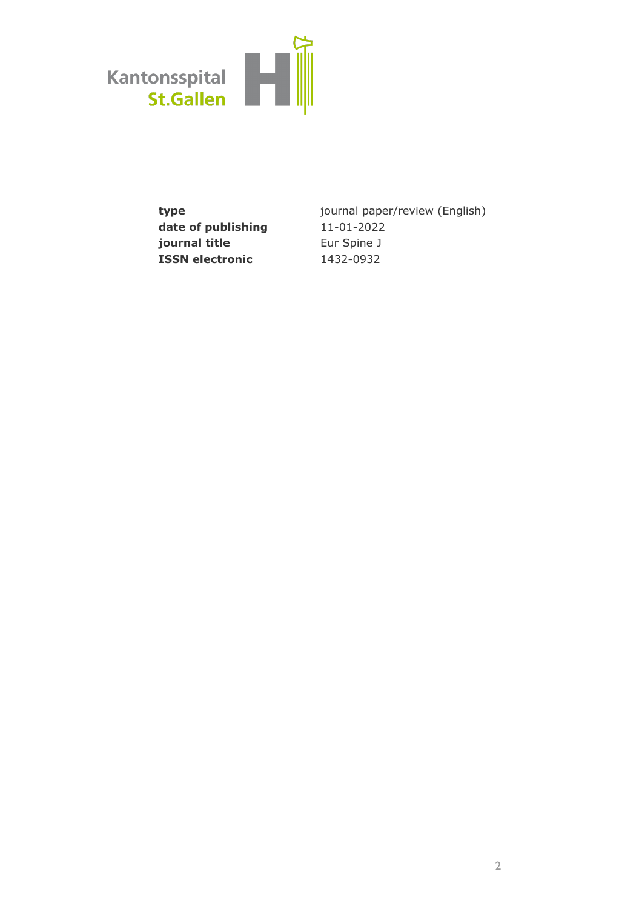Kantonsspital St.Gallen

| | |
|---|---|
| **type** | journal paper/review (English) |
| **date of publishing** | 11-01-2022 |
| **journal title** | Eur Spine J |
| **ISSN electronic** | 1432-0932 |